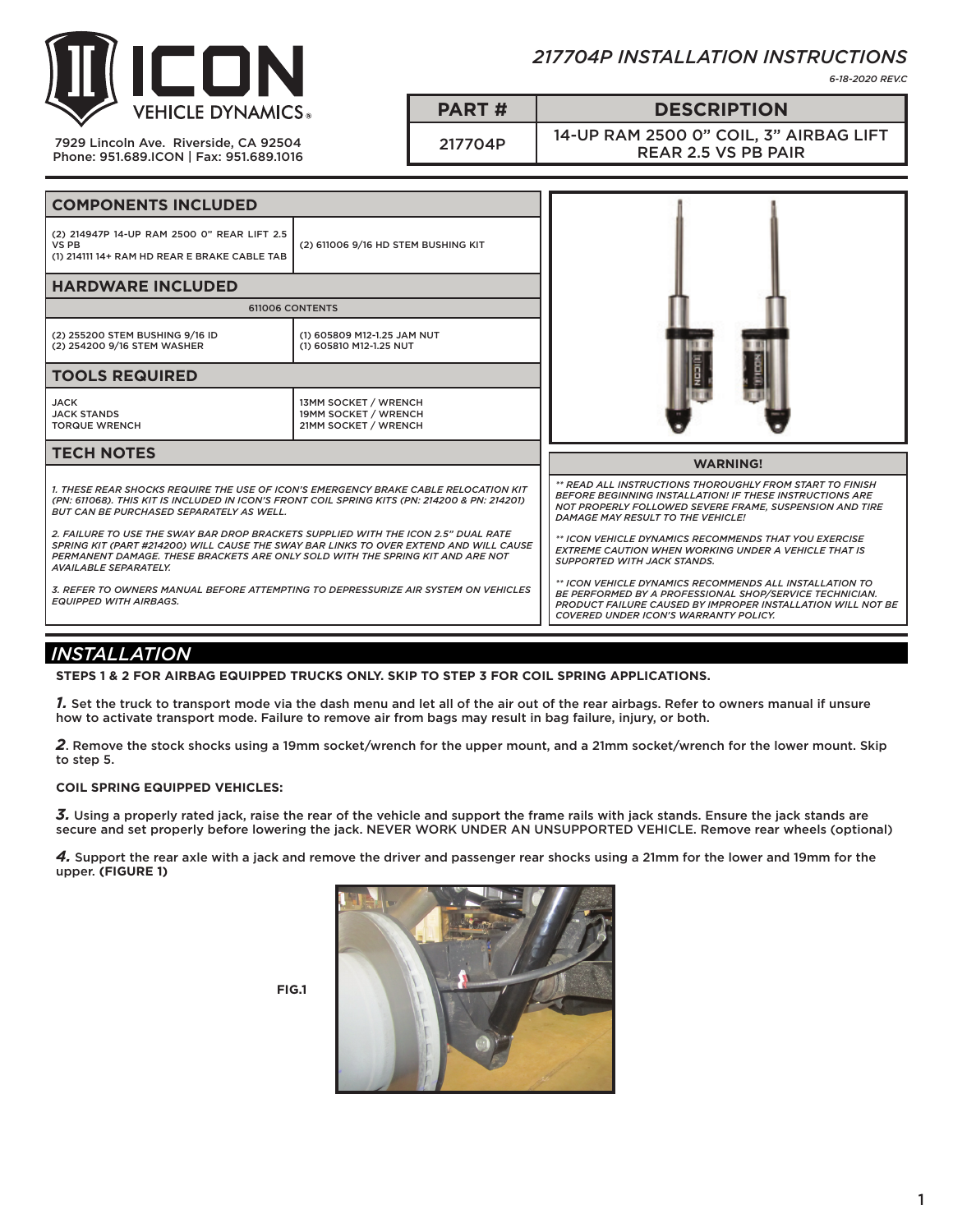# 217704P INSTALLATION INSTRUCTIONS

*6-18-2020 REV.C*

**ICON VEHICLE DYNAMICS**

7929 Lincoln Ave. Riverside, CA 92504
Phone: 951.689.ICON | Fax: 951.689.1016

| PART # | DESCRIPTION |
|---|---|
| 217704P | 14-UP RAM 2500 0" COIL, 3" AIRBAG LIFT REAR 2.5 VS PB PAIR |

## COMPONENTS INCLUDED

| | |
|---|---|
| (2) 214947P 14-UP RAM 2500 0" REAR LIFT 2.5 VS PB<br>(1) 214111 14+ RAM HD REAR E BRAKE CABLE TAB | (2) 611006 9/16 HD STEM BUSHING KIT |

## HARDWARE INCLUDED

| 611006 CONTENTS | |
|---|---|
| (2) 255200 STEM BUSHING 9/16 ID<br>(2) 254200 9/16 STEM WASHER | (1) 605809 M12-1.25 JAM NUT<br>(1) 605810 M12-1.25 NUT |

## TOOLS REQUIRED

| | |
|---|---|
| JACK<br>JACK STANDS<br>TORQUE WRENCH | 13MM SOCKET / WRENCH<br>19MM SOCKET / WRENCH<br>21MM SOCKET / WRENCH |

## TECH NOTES

*1. THESE REAR SHOCKS REQUIRE THE USE OF ICON'S EMERGENCY BRAKE CABLE RELOCATION KIT (PN: 611068). THIS KIT IS INCLUDED IN ICON'S FRONT COIL SPRING KITS (PN: 214200 & PN: 214201) BUT CAN BE PURCHASED SEPARATELY AS WELL.*

*2. FAILURE TO USE THE SWAY BAR DROP BRACKETS SUPPLIED WITH THE ICON 2.5" DUAL RATE SPRING KIT (PART #214200) WILL CAUSE THE SWAY BAR LINKS TO OVER EXTEND AND WILL CAUSE PERMANENT DAMAGE. THESE BRACKETS ARE ONLY SOLD WITH THE SPRING KIT AND ARE NOT AVAILABLE SEPARATELY.*

*3. REFER TO OWNERS MANUAL BEFORE ATTEMPTING TO DEPRESSURIZE AIR SYSTEM ON VEHICLES EQUIPPED WITH AIRBAGS.*

## WARNING!

*** READ ALL INSTRUCTIONS THOROUGHLY FROM START TO FINISH BEFORE BEGINNING INSTALLATION! IF THESE INSTRUCTIONS ARE NOT PROPERLY FOLLOWED SEVERE FRAME, SUSPENSION AND TIRE DAMAGE MAY RESULT TO THE VEHICLE!*

*** ICON VEHICLE DYNAMICS RECOMMENDS THAT YOU EXERCISE EXTREME CAUTION WHEN WORKING UNDER A VEHICLE THAT IS SUPPORTED WITH JACK STANDS.*

*** ICON VEHICLE DYNAMICS RECOMMENDS ALL INSTALLATION TO BE PERFORMED BY A PROFESSIONAL SHOP/SERVICE TECHNICIAN. PRODUCT FAILURE CAUSED BY IMPROPER INSTALLATION WILL NOT BE COVERED UNDER ICON'S WARRANTY POLICY.*

## INSTALLATION

**STEPS 1 & 2 FOR AIRBAG EQUIPPED TRUCKS ONLY. SKIP TO STEP 3 FOR COIL SPRING APPLICATIONS.**

***1.*** Set the truck to transport mode via the dash menu and let all of the air out of the rear airbags. Refer to owners manual if unsure how to activate transport mode. Failure to remove air from bags may result in bag failure, injury, or both.

***2***. Remove the stock shocks using a 19mm socket/wrench for the upper mount, and a 21mm socket/wrench for the lower mount. Skip to step 5.

**COIL SPRING EQUIPPED VEHICLES:**

***3.*** Using a properly rated jack, raise the rear of the vehicle and support the frame rails with jack stands. Ensure the jack stands are secure and set properly before lowering the jack. NEVER WORK UNDER AN UNSUPPORTED VEHICLE. Remove rear wheels (optional)

***4.*** Support the rear axle with a jack and remove the driver and passenger rear shocks using a 21mm for the lower and 19mm for the upper. **(FIGURE 1)**

**FIG.1**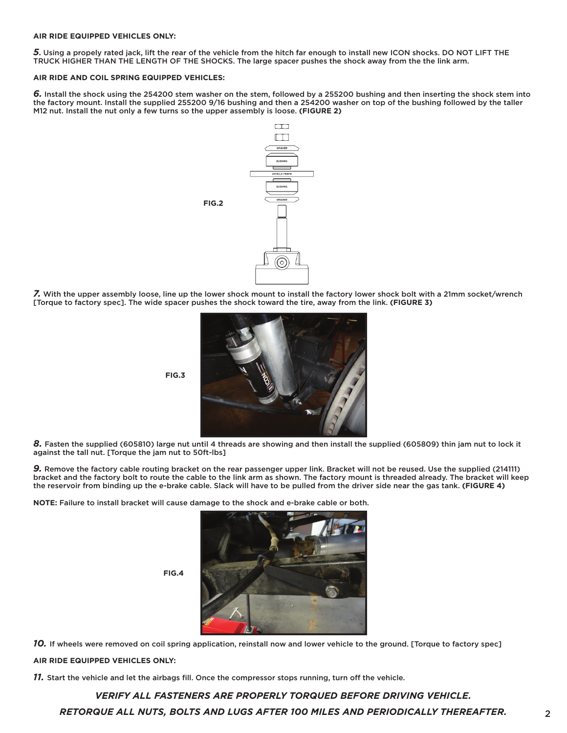**AIR RIDE EQUIPPED VEHICLES ONLY:**

***5.*** Using a propely rated jack, lift the rear of the vehicle from the hitch far enough to install new ICON shocks. DO NOT LIFT THE TRUCK HIGHER THAN THE LENGTH OF THE SHOCKS. The large spacer pushes the shock away from the the link arm.

**AIR RIDE AND COIL SPRING EQUIPPED VEHICLES:**

***6.*** Install the shock using the 254200 stem washer on the stem, followed by a 255200 bushing and then inserting the shock stem into the factory mount. Install the supplied 255200 9/16 bushing and then a 254200 washer on top of the bushing followed by the taller M12 nut. Install the nut only a few turns so the upper assembly is loose. **(FIGURE 2)**

**FIG.2**

***7.*** With the upper assembly loose, line up the lower shock mount to install the factory lower shock bolt with a 21mm socket/wrench [Torque to factory spec]. The wide spacer pushes the shock toward the tire, away from the link. **(FIGURE 3)**

**FIG.3**

***8.*** Fasten the supplied (605810) large nut until 4 threads are showing and then install the supplied (605809) thin jam nut to lock it against the tall nut. [Torque the jam nut to 50ft-lbs]

***9.*** Remove the factory cable routing bracket on the rear passenger upper link. Bracket will not be reused. Use the supplied (214111) bracket and the factory bolt to route the cable to the link arm as shown. The factory mount is threaded already. The bracket will keep the reservoir from binding up the e-brake cable. Slack will have to be pulled from the driver side near the gas tank. **(FIGURE 4)**

**NOTE:** Failure to install bracket will cause damage to the shock and e-brake cable or both.

**FIG.4**

***10.*** If wheels were removed on coil spring application, reinstall now and lower vehicle to the ground. [Torque to factory spec]

**AIR RIDE EQUIPPED VEHICLES ONLY:**

***11.*** Start the vehicle and let the airbags fill. Once the compressor stops running, turn off the vehicle.

***VERIFY ALL FASTENERS ARE PROPERLY TORQUED BEFORE DRIVING VEHICLE.***

***RETORQUE ALL NUTS, BOLTS AND LUGS AFTER 100 MILES AND PERIODICALLY THEREAFTER.***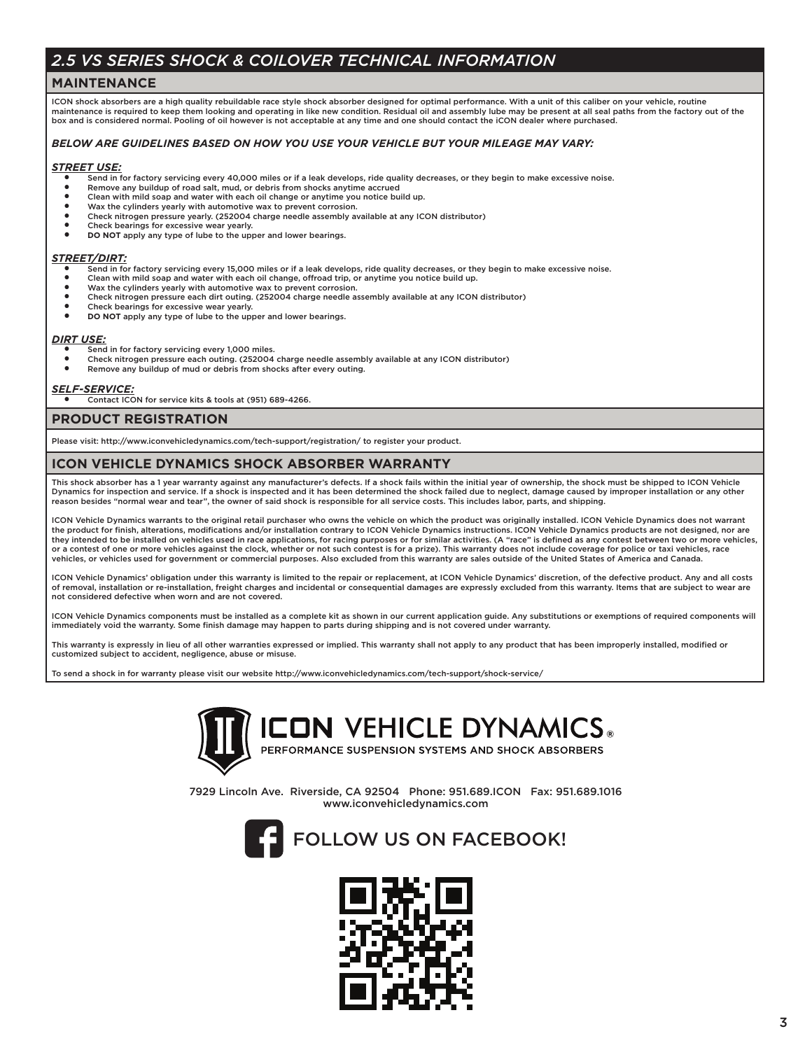# 2.5 VS SERIES SHOCK & COILOVER TECHNICAL INFORMATION

## MAINTENANCE

ICON shock absorbers are a high quality rebuildable race style shock absorber designed for optimal performance. With a unit of this caliber on your vehicle, routine maintenance is required to keep them looking and operating in like new condition. Residual oil and assembly lube may be present at all seal paths from the factory out of the box and is considered normal. Pooling of oil however is not acceptable at any time and one should contact the iCON dealer where purchased.

***BELOW ARE GUIDELINES BASED ON HOW YOU USE YOUR VEHICLE BUT YOUR MILEAGE MAY VARY:***

***STREET USE:***

- Send in for factory servicing every 40,000 miles or if a leak develops, ride quality decreases, or they begin to make excessive noise.
- Remove any buildup of road salt, mud, or debris from shocks anytime accrued
- Clean with mild soap and water with each oil change or anytime you notice build up.
- Wax the cylinders yearly with automotive wax to prevent corrosion.
- Check nitrogen pressure yearly. (252004 charge needle assembly available at any ICON distributor)
- Check bearings for excessive wear yearly.
- **DO NOT** apply any type of lube to the upper and lower bearings.

***STREET/DIRT:***

- Send in for factory servicing every 15,000 miles or if a leak develops, ride quality decreases, or they begin to make excessive noise.
- Clean with mild soap and water with each oil change, offroad trip, or anytime you notice build up.
- Wax the cylinders yearly with automotive wax to prevent corrosion.
- Check nitrogen pressure each dirt outing. (252004 charge needle assembly available at any ICON distributor)
- Check bearings for excessive wear yearly.
- **DO NOT** apply any type of lube to the upper and lower bearings.

***DIRT USE:***

- Send in for factory servicing every 1,000 miles.
- Check nitrogen pressure each outing. (252004 charge needle assembly available at any ICON distributor)
- Remove any buildup of mud or debris from shocks after every outing.

***SELF-SERVICE:***

- Contact ICON for service kits & tools at (951) 689-4266.

## PRODUCT REGISTRATION

Please visit: http://www.iconvehicledynamics.com/tech-support/registration/ to register your product.

## ICON VEHICLE DYNAMICS SHOCK ABSORBER WARRANTY

This shock absorber has a 1 year warranty against any manufacturer's defects. If a shock fails within the initial year of ownership, the shock must be shipped to ICON Vehicle Dynamics for inspection and service. If a shock is inspected and it has been determined the shock failed due to neglect, damage caused by improper installation or any other reason besides "normal wear and tear", the owner of said shock is responsible for all service costs. This includes labor, parts, and shipping.

ICON Vehicle Dynamics warrants to the original retail purchaser who owns the vehicle on which the product was originally installed. ICON Vehicle Dynamics does not warrant the product for finish, alterations, modifications and/or installation contrary to ICON Vehicle Dynamics instructions. ICON Vehicle Dynamics products are not designed, nor are they intended to be installed on vehicles used in race applications, for racing purposes or for similar activities. (A "race" is defined as any contest between two or more vehicles, or a contest of one or more vehicles against the clock, whether or not such contest is for a prize). This warranty does not include coverage for police or taxi vehicles, race vehicles, or vehicles used for government or commercial purposes. Also excluded from this warranty are sales outside of the United States of America and Canada.

ICON Vehicle Dynamics' obligation under this warranty is limited to the repair or replacement, at ICON Vehicle Dynamics' discretion, of the defective product. Any and all costs of removal, installation or re-installation, freight charges and incidental or consequential damages are expressly excluded from this warranty. Items that are subject to wear are not considered defective when worn and are not covered.

ICON Vehicle Dynamics components must be installed as a complete kit as shown in our current application guide. Any substitutions or exemptions of required components will immediately void the warranty. Some finish damage may happen to parts during shipping and is not covered under warranty.

This warranty is expressly in lieu of all other warranties expressed or implied. This warranty shall not apply to any product that has been improperly installed, modified or customized subject to accident, negligence, abuse or misuse.

To send a shock in for warranty please visit our website http://www.iconvehicledynamics.com/tech-support/shock-service/

ICON VEHICLE DYNAMICS®

PERFORMANCE SUSPENSION SYSTEMS AND SHOCK ABSORBERS

7929 Lincoln Ave. Riverside, CA 92504 Phone: 951.689.ICON Fax: 951.689.1016
www.iconvehicledynamics.com

FOLLOW US ON FACEBOOK!